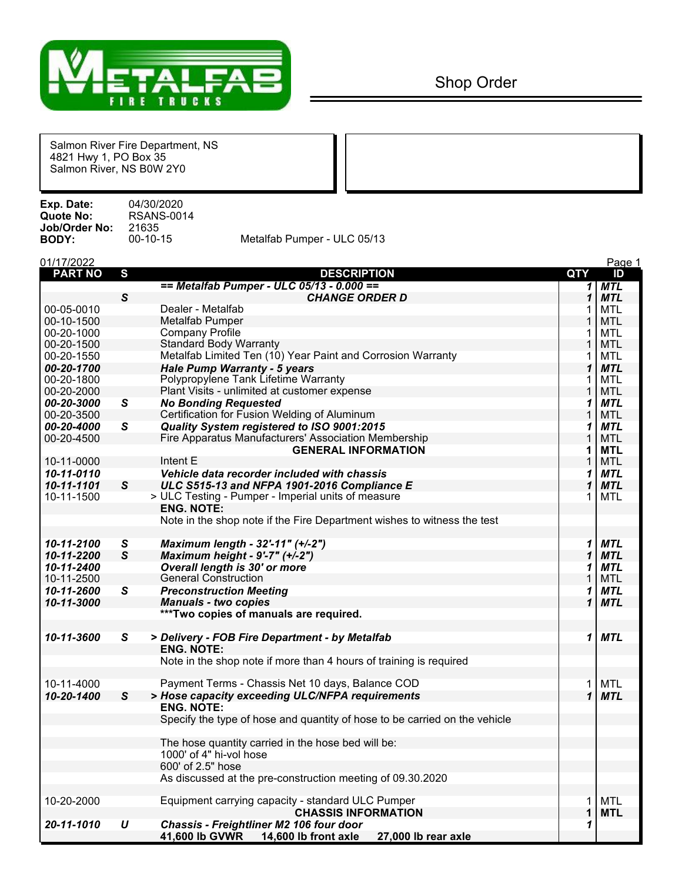# Shop Order

Salmon River Fire Department, NS
4821 Hwy 1, PO Box 35
Salmon River, NS B0W 2Y0

**Exp. Date:** 04/30/2020
**Quote No:** RSANS-0014
**Job/Order No:** 21635
**BODY:** 00-10-15 Metalfab Pumper - ULC 05/13

01/17/2022

| PART NO | S | DESCRIPTION | QTY | ID |
|---|---|---|---|---|
| | | ***== Metalfab Pumper - ULC 05/13 - 0.000 ==*** | *1* | ***MTL*** |
| | ***S*** | ***CHANGE ORDER D*** | *1* | ***MTL*** |
| 00-05-0010 | | Dealer - Metalfab | 1 | MTL |
| 00-10-1500 | | Metalfab Pumper | 1 | MTL |
| 00-20-1000 | | Company Profile | 1 | MTL |
| 00-20-1500 | | Standard Body Warranty | 1 | MTL |
| 00-20-1550 | | Metalfab Limited Ten (10) Year Paint and Corrosion Warranty | 1 | MTL |
| ***00-20-1700*** | | ***Hale Pump Warranty - 5 years*** | *1* | ***MTL*** |
| 00-20-1800 | | Polypropylene Tank Lifetime Warranty | 1 | MTL |
| 00-20-2000 | | Plant Visits - unlimited at customer expense | 1 | MTL |
| ***00-20-3000*** | ***S*** | ***No Bonding Requested*** | *1* | ***MTL*** |
| 00-20-3500 | | Certification for Fusion Welding of Aluminum | 1 | MTL |
| ***00-20-4000*** | ***S*** | ***Quality System registered to ISO 9001:2015*** | *1* | ***MTL*** |
| 00-20-4500 | | Fire Apparatus Manufacturers' Association Membership | 1 | MTL |
| | | **GENERAL INFORMATION** | **1** | **MTL** |
| 10-11-0000 | | Intent E | 1 | MTL |
| ***10-11-0110*** | | ***Vehicle data recorder included with chassis*** | *1* | ***MTL*** |
| ***10-11-1101*** | ***S*** | ***ULC S515-13 and NFPA 1901-2016 Compliance E*** | *1* | ***MTL*** |
| 10-11-1500 | | > ULC Testing - Pumper - Imperial units of measure | 1 | MTL |
| | | **ENG. NOTE:** | | |
| | | Note in the shop note if the Fire Department wishes to witness the test | | |
| ***10-11-2100*** | ***S*** | ***Maximum length - 32'-11" (+/-2")*** | *1* | ***MTL*** |
| ***10-11-2200*** | ***S*** | ***Maximum height - 9'-7" (+/-2")*** | *1* | ***MTL*** |
| ***10-11-2400*** | | ***Overall length is 30' or more*** | *1* | ***MTL*** |
| 10-11-2500 | | General Construction | 1 | MTL |
| ***10-11-2600*** | ***S*** | ***Preconstruction Meeting*** | *1* | ***MTL*** |
| ***10-11-3000*** | | ***Manuals - two copies*** | *1* | ***MTL*** |
| | | *****Two copies of manuals are required.** | | |
| ***10-11-3600*** | ***S*** | ***> Delivery - FOB Fire Department - by Metalfab*** | *1* | ***MTL*** |
| | | **ENG. NOTE:** | | |
| | | Note in the shop note if more than 4 hours of training is required | | |
| 10-11-4000 | | Payment Terms - Chassis Net 10 days, Balance COD | 1 | MTL |
| ***10-20-1400*** | ***S*** | ***> Hose capacity exceeding ULC/NFPA requirements*** | *1* | ***MTL*** |
| | | **ENG. NOTE:** | | |
| | | Specify the type of hose and quantity of hose to be carried on the vehicle | | |
| | | The hose quantity carried in the hose bed will be: | | |
| | | 1000' of 4" hi-vol hose | | |
| | | 600' of 2.5" hose | | |
| | | As discussed at the pre-construction meeting of 09.30.2020 | | |
| 10-20-2000 | | Equipment carrying capacity - standard ULC Pumper | 1 | MTL |
| | | **CHASSIS INFORMATION** | **1** | **MTL** |
| ***20-11-1010*** | ***U*** | ***Chassis - Freightliner M2 106 four door*** | *1* | |
| | | **41,600 lb GVWR 14,600 lb front axle 27,000 lb rear axle** | | |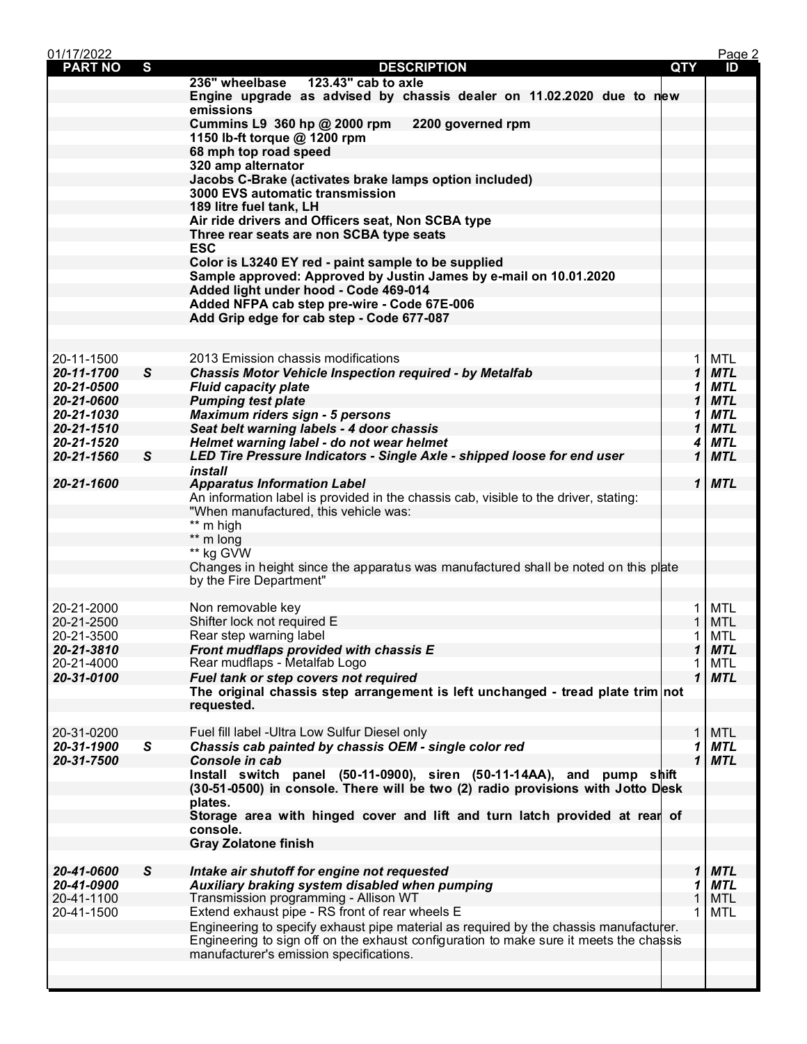| PART NO | S | DESCRIPTION | QTY | ID |
|---|---|---|---|---|
| | | **236" wheelbase 123.43" cab to axle** | | |
| | | **Engine upgrade as advised by chassis dealer on 11.02.2020 due to new emissions** | | |
| | | **Cummins L9 360 hp @ 2000 rpm 2200 governed rpm** | | |
| | | **1150 lb-ft torque @ 1200 rpm** | | |
| | | **68 mph top road speed** | | |
| | | **320 amp alternator** | | |
| | | **Jacobs C-Brake (activates brake lamps option included)** | | |
| | | **3000 EVS automatic transmission** | | |
| | | **189 litre fuel tank, LH** | | |
| | | **Air ride drivers and Officers seat, Non SCBA type** | | |
| | | **Three rear seats are non SCBA type seats** | | |
| | | **ESC** | | |
| | | **Color is L3240 EY red - paint sample to be supplied** | | |
| | | **Sample approved: Approved by Justin James by e-mail on 10.01.2020** | | |
| | | **Added light under hood - Code 469-014** | | |
| | | **Added NFPA cab step pre-wire - Code 67E-006** | | |
| | | **Add Grip edge for cab step - Code 677-087** | | |
| 20-11-1500 | | 2013 Emission chassis modifications | 1 | MTL |
| ***20-11-1700*** | ***S*** | ***Chassis Motor Vehicle Inspection required - by Metalfab*** | ***1*** | ***MTL*** |
| ***20-21-0500*** | | ***Fluid capacity plate*** | ***1*** | ***MTL*** |
| ***20-21-0600*** | | ***Pumping test plate*** | ***1*** | ***MTL*** |
| ***20-21-1030*** | | ***Maximum riders sign - 5 persons*** | ***1*** | ***MTL*** |
| ***20-21-1510*** | | ***Seat belt warning labels - 4 door chassis*** | ***1*** | ***MTL*** |
| ***20-21-1520*** | | ***Helmet warning label - do not wear helmet*** | ***4*** | ***MTL*** |
| ***20-21-1560*** | ***S*** | ***LED Tire Pressure Indicators - Single Axle - shipped loose for end user install*** | ***1*** | ***MTL*** |
| ***20-21-1600*** | | ***Apparatus Information Label*** | ***1*** | ***MTL*** |
| | | An information label is provided in the chassis cab, visible to the driver, stating: | | |
| | | "When manufactured, this vehicle was: | | |
| | | ** m high | | |
| | | ** m long | | |
| | | ** kg GVW | | |
| | | Changes in height since the apparatus was manufactured shall be noted on this plate by the Fire Department" | | |
| 20-21-2000 | | Non removable key | 1 | MTL |
| 20-21-2500 | | Shifter lock not required E | 1 | MTL |
| 20-21-3500 | | Rear step warning label | 1 | MTL |
| ***20-21-3810*** | | ***Front mudflaps provided with chassis E*** | ***1*** | ***MTL*** |
| 20-21-4000 | | Rear mudflaps - Metalfab Logo | 1 | MTL |
| ***20-31-0100*** | | ***Fuel tank or step covers not required*** | ***1*** | ***MTL*** |
| | | **The original chassis step arrangement is left unchanged - tread plate trim not requested.** | | |
| 20-31-0200 | | Fuel fill label -Ultra Low Sulfur Diesel only | 1 | MTL |
| ***20-31-1900*** | ***S*** | ***Chassis cab painted by chassis OEM - single color red*** | ***1*** | ***MTL*** |
| ***20-31-7500*** | | ***Console in cab*** | ***1*** | ***MTL*** |
| | | **Install switch panel (50-11-0900), siren (50-11-14AA), and pump shift (30-51-0500) in console. There will be two (2) radio provisions with Jotto Desk plates.** | | |
| | | **Storage area with hinged cover and lift and turn latch provided at rear of console.** | | |
| | | **Gray Zolatone finish** | | |
| ***20-41-0600*** | ***S*** | ***Intake air shutoff for engine not requested*** | ***1*** | ***MTL*** |
| ***20-41-0900*** | | ***Auxiliary braking system disabled when pumping*** | ***1*** | ***MTL*** |
| 20-41-1100 | | Transmission programming - Allison WT | 1 | MTL |
| 20-41-1500 | | Extend exhaust pipe - RS front of rear wheels E | 1 | MTL |
| | | Engineering to specify exhaust pipe material as required by the chassis manufacturer. | | |
| | | Engineering to sign off on the exhaust configuration to make sure it meets the chassis manufacturer's emission specifications. | | |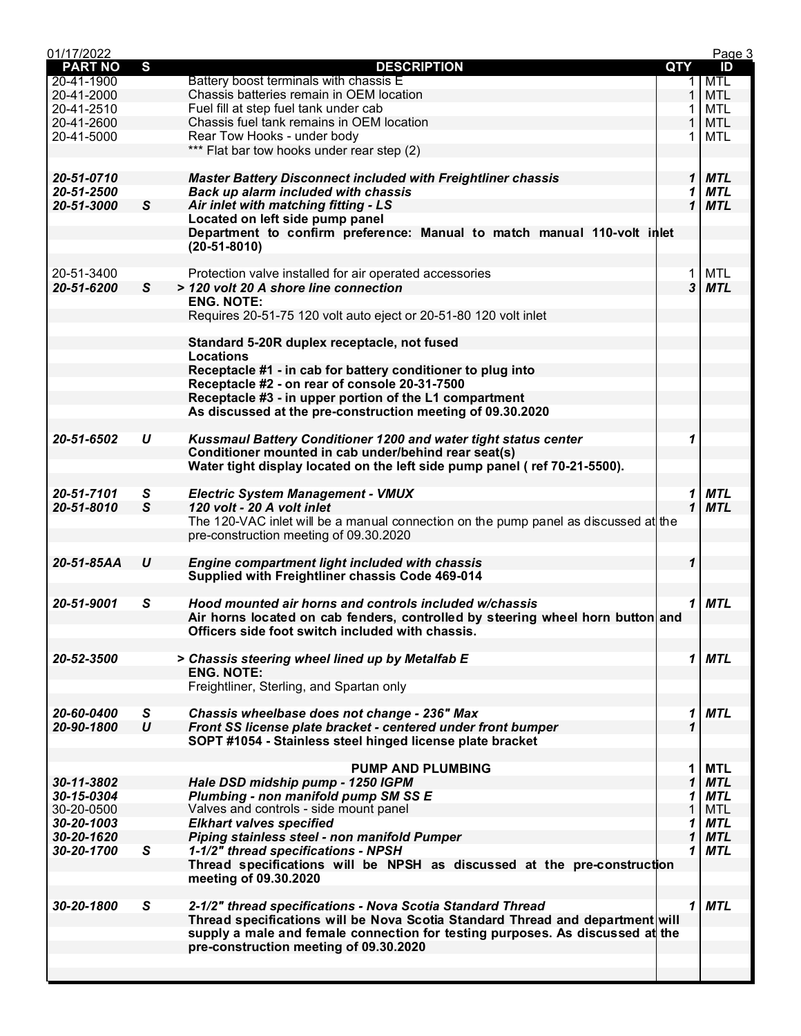| PART NO | S | DESCRIPTION | QTY | ID |
|---|---|---|---|---|
| 20-41-1900 | | Battery boost terminals with chassis E | 1 | MTL |
| 20-41-2000 | | Chassis batteries remain in OEM location | 1 | MTL |
| 20-41-2510 | | Fuel fill at step fuel tank under cab | 1 | MTL |
| 20-41-2600 | | Chassis fuel tank remains in OEM location | 1 | MTL |
| 20-41-5000 | | Rear Tow Hooks - under body | 1 | MTL |
| | | *** Flat bar tow hooks under rear step (2) | | |
| | | | | |
| ***20-51-0710*** | | ***Master Battery Disconnect included with Freightliner chassis*** | ***1*** | ***MTL*** |
| ***20-51-2500*** | | ***Back up alarm included with chassis*** | ***1*** | ***MTL*** |
| ***20-51-3000*** | ***S*** | ***Air inlet with matching fitting - LS*** | ***1*** | ***MTL*** |
| | | **Located on left side pump panel** | | |
| | | **Department to confirm preference: Manual to match manual 110-volt inlet (20-51-8010)** | | |
| | | | | |
| 20-51-3400 | | Protection valve installed for air operated accessories | 1 | MTL |
| ***20-51-6200*** | ***S*** | ***> 120 volt 20 A shore line connection*** | ***3*** | ***MTL*** |
| | | **ENG. NOTE:** | | |
| | | Requires 20-51-75 120 volt auto eject or 20-51-80 120 volt inlet | | |
| | | | | |
| | | **Standard 5-20R duplex receptacle, not fused** | | |
| | | **Locations** | | |
| | | **Receptacle #1 - in cab for battery conditioner to plug into** | | |
| | | **Receptacle #2 - on rear of console 20-31-7500** | | |
| | | **Receptacle #3 - in upper portion of the L1 compartment** | | |
| | | **As discussed at the pre-construction meeting of 09.30.2020** | | |
| | | | | |
| ***20-51-6502*** | ***U*** | ***Kussmaul Battery Conditioner 1200 and water tight status center*** | ***1*** | |
| | | **Conditioner mounted in cab under/behind rear seat(s)** | | |
| | | **Water tight display located on the left side pump panel ( ref 70-21-5500).** | | |
| | | | | |
| ***20-51-7101*** | ***S*** | ***Electric System Management - VMUX*** | ***1*** | ***MTL*** |
| ***20-51-8010*** | ***S*** | ***120 volt - 20 A volt inlet*** | ***1*** | ***MTL*** |
| | | The 120-VAC inlet will be a manual connection on the pump panel as discussed at the pre-construction meeting of 09.30.2020 | | |
| | | | | |
| ***20-51-85AA*** | ***U*** | ***Engine compartment light included with chassis*** | ***1*** | |
| | | **Supplied with Freightliner chassis Code 469-014** | | |
| | | | | |
| ***20-51-9001*** | ***S*** | ***Hood mounted air horns and controls included w/chassis*** | ***1*** | ***MTL*** |
| | | **Air horns located on cab fenders, controlled by steering wheel horn button and Officers side foot switch included with chassis.** | | |
| | | | | |
| ***20-52-3500*** | | ***> Chassis steering wheel lined up by Metalfab E*** | ***1*** | ***MTL*** |
| | | **ENG. NOTE:** | | |
| | | Freightliner, Sterling, and Spartan only | | |
| | | | | |
| ***20-60-0400*** | ***S*** | ***Chassis wheelbase does not change - 236" Max*** | ***1*** | ***MTL*** |
| ***20-90-1800*** | ***U*** | ***Front SS license plate bracket - centered under front bumper*** | ***1*** | |
| | | **SOPT #1054 - Stainless steel hinged license plate bracket** | | |
| | | | | |
| | | **PUMP AND PLUMBING** | 1 | MTL |
| ***30-11-3802*** | | ***Hale DSD midship pump - 1250 IGPM*** | ***1*** | ***MTL*** |
| ***30-15-0304*** | | ***Plumbing - non manifold pump SM SS E*** | ***1*** | ***MTL*** |
| 30-20-0500 | | Valves and controls - side mount panel | 1 | MTL |
| ***30-20-1003*** | | ***Elkhart valves specified*** | ***1*** | ***MTL*** |
| ***30-20-1620*** | | ***Piping stainless steel - non manifold Pumper*** | ***1*** | ***MTL*** |
| ***30-20-1700*** | ***S*** | ***1-1/2" thread specifications - NPSH*** | ***1*** | ***MTL*** |
| | | **Thread specifications will be NPSH as discussed at the pre-construction meeting of 09.30.2020** | | |
| | | | | |
| ***30-20-1800*** | ***S*** | ***2-1/2" thread specifications - Nova Scotia Standard Thread*** | ***1*** | ***MTL*** |
| | | **Thread specifications will be Nova Scotia Standard Thread and department will supply a male and female connection for testing purposes. As discussed at the pre-construction meeting of 09.30.2020** | | |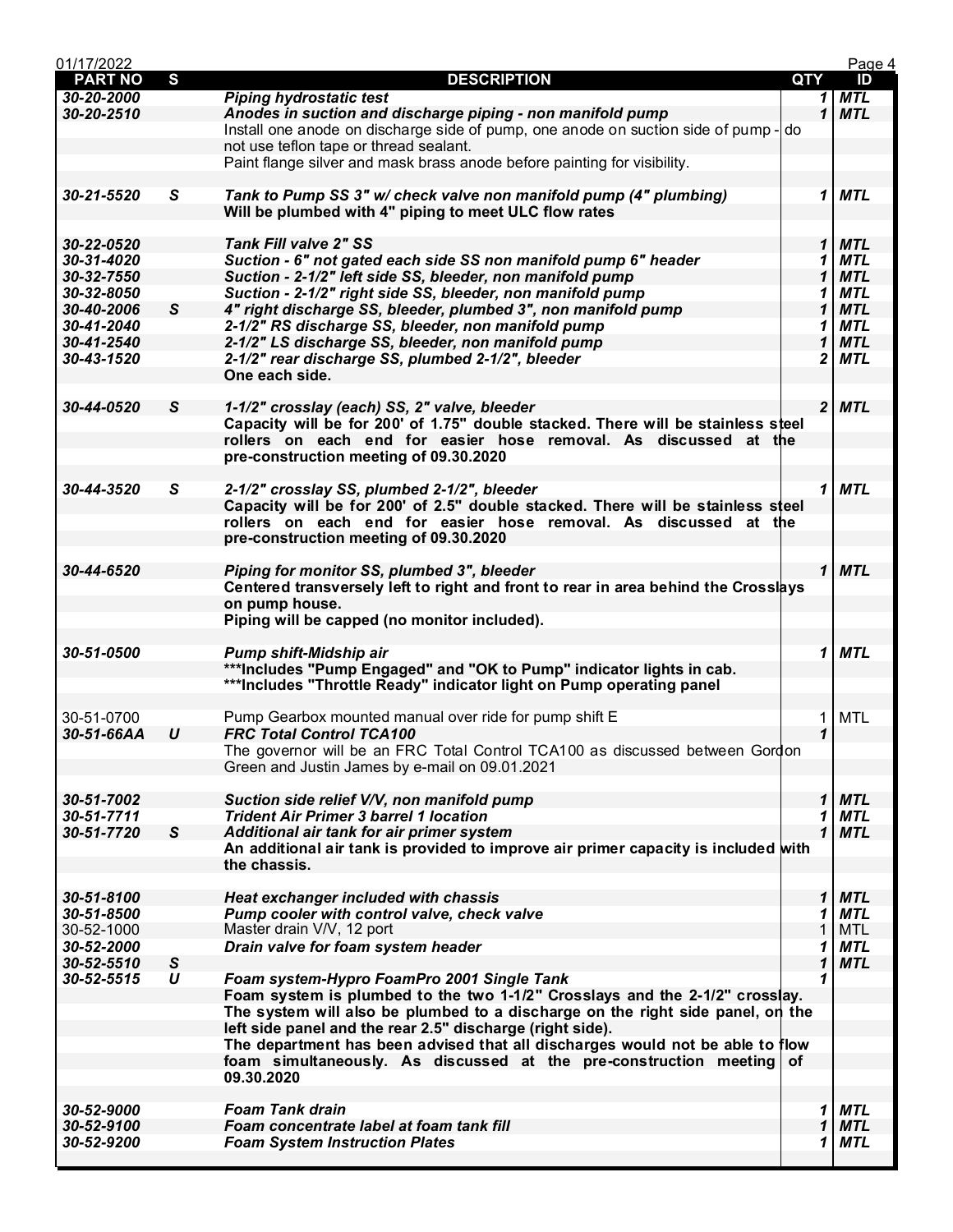| PART NO | S | DESCRIPTION | QTY | ID |
|---|---|---|---|---|
| *30-20-2000* | | ***Piping hydrostatic test*** | *1* | *MTL* |
| *30-20-2510* | | ***Anodes in suction and discharge piping - non manifold pump*** | *1* | *MTL* |
| | | Install one anode on discharge side of pump, one anode on suction side of pump - do not use teflon tape or thread sealant. | | |
| | | Paint flange silver and mask brass anode before painting for visibility. | | |
| | | | | |
| *30-21-5520* | *S* | ***Tank to Pump SS 3" w/ check valve non manifold pump (4" plumbing)*** | *1* | *MTL* |
| | | **Will be plumbed with 4" piping to meet ULC flow rates** | | |
| | | | | |
| *30-22-0520* | | ***Tank Fill valve 2" SS*** | *1* | *MTL* |
| *30-31-4020* | | ***Suction - 6" not gated each side SS non manifold pump 6" header*** | *1* | *MTL* |
| *30-32-7550* | | ***Suction - 2-1/2" left side SS, bleeder, non manifold pump*** | *1* | *MTL* |
| *30-32-8050* | | ***Suction - 2-1/2" right side SS, bleeder, non manifold pump*** | *1* | *MTL* |
| *30-40-2006* | *S* | ***4" right discharge SS, bleeder, plumbed 3", non manifold pump*** | *1* | *MTL* |
| *30-41-2040* | | ***2-1/2" RS discharge SS, bleeder, non manifold pump*** | *1* | *MTL* |
| *30-41-2540* | | ***2-1/2" LS discharge SS, bleeder, non manifold pump*** | *1* | *MTL* |
| *30-43-1520* | | ***2-1/2" rear discharge SS, plumbed 2-1/2", bleeder*** | *2* | *MTL* |
| | | **One each side.** | | |
| | | | | |
| *30-44-0520* | *S* | ***1-1/2" crosslay (each) SS, 2" valve, bleeder*** | *2* | *MTL* |
| | | **Capacity will be for 200' of 1.75" double stacked. There will be stainless steel rollers on each end for easier hose removal. As discussed at the pre-construction meeting of 09.30.2020** | | |
| | | | | |
| *30-44-3520* | *S* | ***2-1/2" crosslay SS, plumbed 2-1/2", bleeder*** | *1* | *MTL* |
| | | **Capacity will be for 200' of 2.5" double stacked. There will be stainless steel rollers on each end for easier hose removal. As discussed at the pre-construction meeting of 09.30.2020** | | |
| | | | | |
| *30-44-6520* | | ***Piping for monitor SS, plumbed 3", bleeder*** | *1* | *MTL* |
| | | **Centered transversely left to right and front to rear in area behind the Crosslays on pump house.** | | |
| | | **Piping will be capped (no monitor included).** | | |
| | | | | |
| *30-51-0500* | | ***Pump shift-Midship air*** | *1* | *MTL* |
| | | **\*\*\*Includes "Pump Engaged" and "OK to Pump" indicator lights in cab.** | | |
| | | **\*\*\*Includes "Throttle Ready" indicator light on Pump operating panel** | | |
| | | | | |
| 30-51-0700 | | Pump Gearbox mounted manual over ride for pump shift E | 1 | MTL |
| *30-51-66AA* | *U* | ***FRC Total Control TCA100*** | *1* | |
| | | The governor will be an FRC Total Control TCA100 as discussed between Gordon Green and Justin James by e-mail on 09.01.2021 | | |
| | | | | |
| *30-51-7002* | | ***Suction side relief V/V, non manifold pump*** | *1* | *MTL* |
| *30-51-7711* | | ***Trident Air Primer 3 barrel 1 location*** | *1* | *MTL* |
| *30-51-7720* | *S* | ***Additional air tank for air primer system*** | *1* | *MTL* |
| | | **An additional air tank is provided to improve air primer capacity is included with the chassis.** | | |
| | | | | |
| *30-51-8100* | | ***Heat exchanger included with chassis*** | *1* | *MTL* |
| *30-51-8500* | | ***Pump cooler with control valve, check valve*** | *1* | *MTL* |
| 30-52-1000 | | Master drain V/V, 12 port | 1 | MTL |
| *30-52-2000* | | ***Drain valve for foam system header*** | *1* | *MTL* |
| *30-52-5510* | *S* | | *1* | *MTL* |
| *30-52-5515* | *U* | ***Foam system-Hypro FoamPro 2001 Single Tank*** | *1* | |
| | | **Foam system is plumbed to the two 1-1/2" Crosslays and the 2-1/2" crosslay.** | | |
| | | **The system will also be plumbed to a discharge on the right side panel, on the left side panel and the rear 2.5" discharge (right side).** | | |
| | | **The department has been advised that all discharges would not be able to flow foam simultaneously. As discussed at the pre-construction meeting of 09.30.2020** | | |
| | | | | |
| *30-52-9000* | | ***Foam Tank drain*** | *1* | *MTL* |
| *30-52-9100* | | ***Foam concentrate label at foam tank fill*** | *1* | *MTL* |
| *30-52-9200* | | ***Foam System Instruction Plates*** | *1* | *MTL* |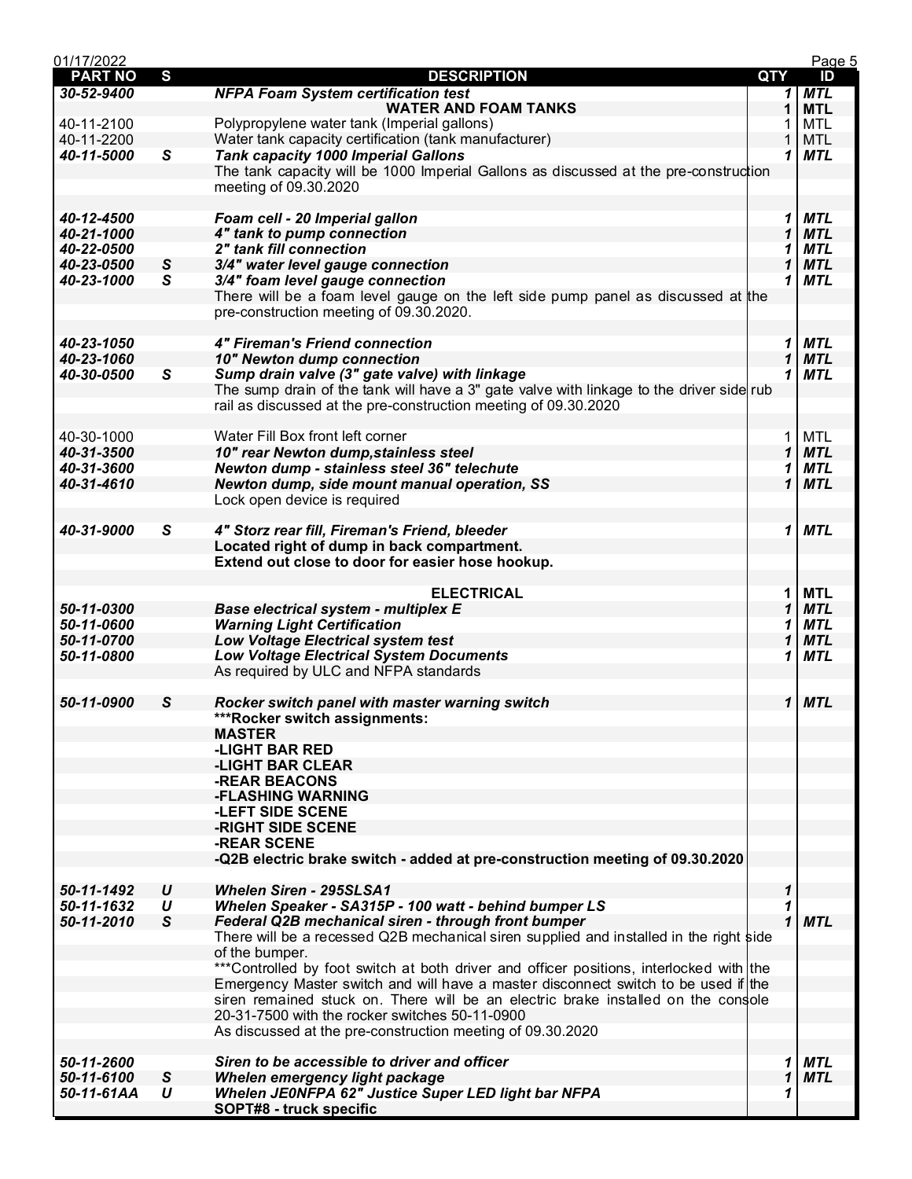| PART NO | S | DESCRIPTION | QTY | ID |
|---|---|---|---|---|
| ***30-52-9400*** | | ***NFPA Foam System certification test*** | ***1*** | ***MTL*** |
| | | **WATER AND FOAM TANKS** | **1** | **MTL** |
| 40-11-2100 | | Polypropylene water tank (Imperial gallons) | 1 | MTL |
| 40-11-2200 | | Water tank capacity certification (tank manufacturer) | 1 | MTL |
| ***40-11-5000*** | ***S*** | ***Tank capacity 1000 Imperial Gallons*** | ***1*** | ***MTL*** |
| | | The tank capacity will be 1000 Imperial Gallons as discussed at the pre-construction meeting of 09.30.2020 | | |
| ***40-12-4500*** | | ***Foam cell - 20 Imperial gallon*** | ***1*** | ***MTL*** |
| ***40-21-1000*** | | ***4" tank to pump connection*** | ***1*** | ***MTL*** |
| ***40-22-0500*** | | ***2" tank fill connection*** | ***1*** | ***MTL*** |
| ***40-23-0500*** | ***S*** | ***3/4" water level gauge connection*** | ***1*** | ***MTL*** |
| ***40-23-1000*** | ***S*** | ***3/4" foam level gauge connection*** | ***1*** | ***MTL*** |
| | | There will be a foam level gauge on the left side pump panel as discussed at the pre-construction meeting of 09.30.2020. | | |
| ***40-23-1050*** | | ***4" Fireman's Friend connection*** | ***1*** | ***MTL*** |
| ***40-23-1060*** | | ***10" Newton dump connection*** | ***1*** | ***MTL*** |
| ***40-30-0500*** | ***S*** | ***Sump drain valve (3" gate valve) with linkage*** | ***1*** | ***MTL*** |
| | | The sump drain of the tank will have a 3" gate valve with linkage to the driver side rub rail as discussed at the pre-construction meeting of 09.30.2020 | | |
| 40-30-1000 | | Water Fill Box front left corner | 1 | MTL |
| ***40-31-3500*** | | ***10" rear Newton dump,stainless steel*** | ***1*** | ***MTL*** |
| ***40-31-3600*** | | ***Newton dump - stainless steel 36" telechute*** | ***1*** | ***MTL*** |
| ***40-31-4610*** | | ***Newton dump, side mount manual operation, SS*** | ***1*** | ***MTL*** |
| | | Lock open device is required | | |
| ***40-31-9000*** | ***S*** | ***4" Storz rear fill, Fireman's Friend, bleeder*** | ***1*** | ***MTL*** |
| | | **Located right of dump in back compartment.** | | |
| | | **Extend out close to door for easier hose hookup.** | | |
| | | **ELECTRICAL** | **1** | **MTL** |
| ***50-11-0300*** | | ***Base electrical system - multiplex E*** | ***1*** | ***MTL*** |
| ***50-11-0600*** | | ***Warning Light Certification*** | ***1*** | ***MTL*** |
| ***50-11-0700*** | | ***Low Voltage Electrical system test*** | ***1*** | ***MTL*** |
| ***50-11-0800*** | | ***Low Voltage Electrical System Documents*** | ***1*** | ***MTL*** |
| | | As required by ULC and NFPA standards | | |
| ***50-11-0900*** | ***S*** | ***Rocker switch panel with master warning switch*** | ***1*** | ***MTL*** |
| | | **\*\*\*Rocker switch assignments:** | | |
| | | **MASTER** | | |
| | | **-LIGHT BAR RED** | | |
| | | **-LIGHT BAR CLEAR** | | |
| | | **-REAR BEACONS** | | |
| | | **-FLASHING WARNING** | | |
| | | **-LEFT SIDE SCENE** | | |
| | | **-RIGHT SIDE SCENE** | | |
| | | **-REAR SCENE** | | |
| | | **-Q2B electric brake switch - added at pre-construction meeting of 09.30.2020** | | |
| ***50-11-1492*** | ***U*** | ***Whelen Siren - 295SLSA1*** | ***1*** | |
| ***50-11-1632*** | ***U*** | ***Whelen Speaker - SA315P - 100 watt - behind bumper LS*** | ***1*** | |
| ***50-11-2010*** | ***S*** | ***Federal Q2B mechanical siren - through front bumper*** | ***1*** | ***MTL*** |
| | | There will be a recessed Q2B mechanical siren supplied and installed in the right side of the bumper. | | |
| | | \*\*\*Controlled by foot switch at both driver and officer positions, interlocked with the Emergency Master switch and will have a master disconnect switch to be used if the siren remained stuck on. There will be an electric brake installed on the console 20-31-7500 with the rocker switches 50-11-0900 | | |
| | | As discussed at the pre-construction meeting of 09.30.2020 | | |
| ***50-11-2600*** | | ***Siren to be accessible to driver and officer*** | ***1*** | ***MTL*** |
| ***50-11-6100*** | ***S*** | ***Whelen emergency light package*** | ***1*** | ***MTL*** |
| ***50-11-61AA*** | ***U*** | ***Whelen JE0NFPA 62" Justice Super LED light bar NFPA*** | ***1*** | |
| | | **SOPT#8 - truck specific** | | |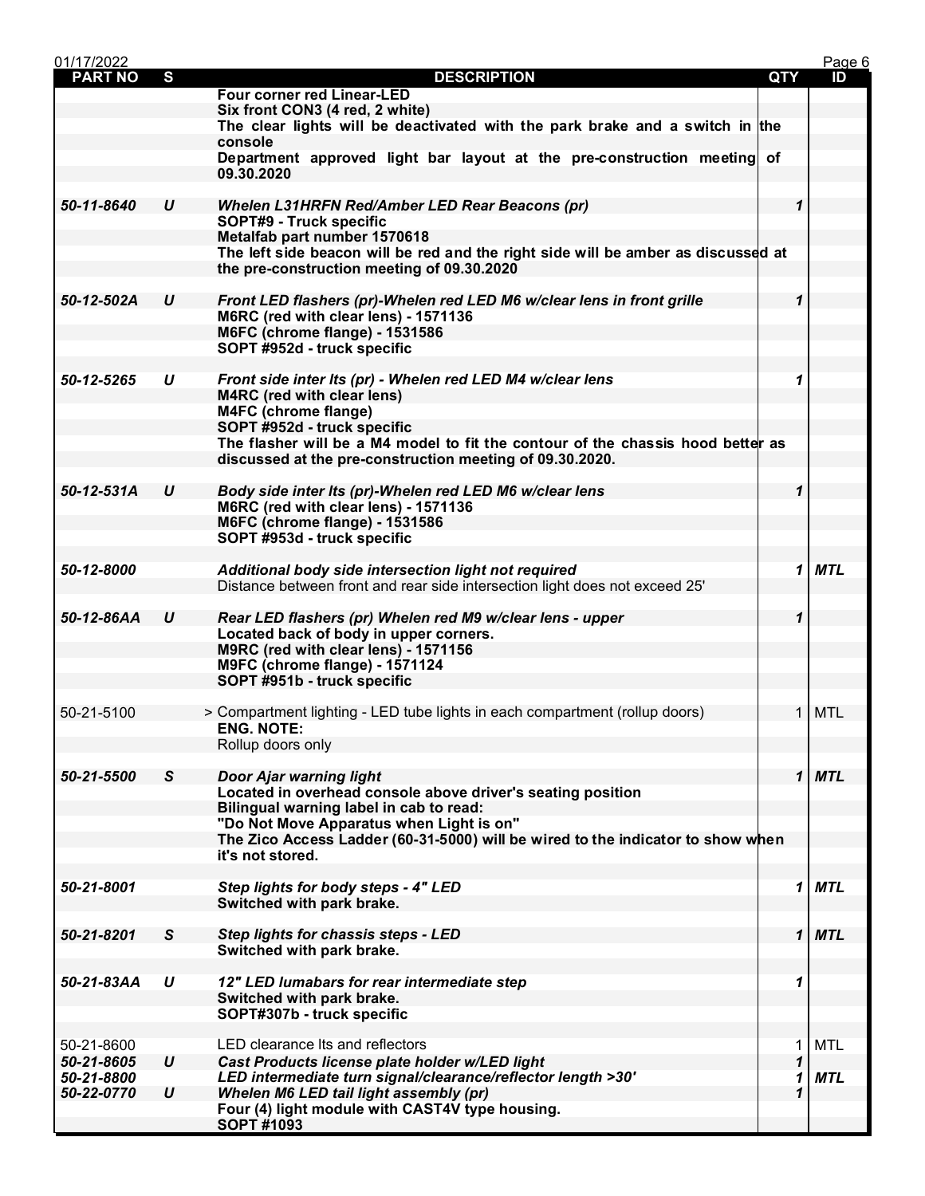| PART NO | S | DESCRIPTION | QTY | ID |
|---|---|---|---|---|
| | | **Four corner red Linear-LED** | | |
| | | **Six front CON3 (4 red, 2 white)** | | |
| | | **The clear lights will be deactivated with the park brake and a switch in the console** | | |
| | | **Department approved light bar layout at the pre-construction meeting of 09.30.2020** | | |
| ***50-11-8640*** | ***U*** | ***Whelen L31HRFN Red/Amber LED Rear Beacons (pr)*** | ***1*** | |
| | | **SOPT#9 - Truck specific** | | |
| | | **Metalfab part number 1570618** | | |
| | | **The left side beacon will be red and the right side will be amber as discussed at the pre-construction meeting of 09.30.2020** | | |
| ***50-12-502A*** | ***U*** | ***Front LED flashers (pr)-Whelen red LED M6 w/clear lens in front grille*** | ***1*** | |
| | | **M6RC (red with clear lens) - 1571136** | | |
| | | **M6FC (chrome flange) - 1531586** | | |
| | | **SOPT #952d - truck specific** | | |
| ***50-12-5265*** | ***U*** | ***Front side inter lts (pr) - Whelen red LED M4 w/clear lens*** | ***1*** | |
| | | **M4RC (red with clear lens)** | | |
| | | **M4FC (chrome flange)** | | |
| | | **SOPT #952d - truck specific** | | |
| | | **The flasher will be a M4 model to fit the contour of the chassis hood better as discussed at the pre-construction meeting of 09.30.2020.** | | |
| ***50-12-531A*** | ***U*** | ***Body side inter lts (pr)-Whelen red LED M6 w/clear lens*** | ***1*** | |
| | | **M6RC (red with clear lens) - 1571136** | | |
| | | **M6FC (chrome flange) - 1531586** | | |
| | | **SOPT #953d - truck specific** | | |
| ***50-12-8000*** | | ***Additional body side intersection light not required*** | ***1*** | ***MTL*** |
| | | Distance between front and rear side intersection light does not exceed 25' | | |
| ***50-12-86AA*** | ***U*** | ***Rear LED flashers (pr) Whelen red M9 w/clear lens - upper*** | ***1*** | |
| | | **Located back of body in upper corners.** | | |
| | | **M9RC (red with clear lens) - 1571156** | | |
| | | **M9FC (chrome flange) - 1571124** | | |
| | | **SOPT #951b - truck specific** | | |
| 50-21-5100 | | > Compartment lighting - LED tube lights in each compartment (rollup doors) | 1 | MTL |
| | | **ENG. NOTE:** | | |
| | | Rollup doors only | | |
| ***50-21-5500*** | ***S*** | ***Door Ajar warning light*** | ***1*** | ***MTL*** |
| | | **Located in overhead console above driver's seating position** | | |
| | | **Bilingual warning label in cab to read:** | | |
| | | **"Do Not Move Apparatus when Light is on"** | | |
| | | **The Zico Access Ladder (60-31-5000) will be wired to the indicator to show when it's not stored.** | | |
| ***50-21-8001*** | | ***Step lights for body steps - 4" LED*** | ***1*** | ***MTL*** |
| | | **Switched with park brake.** | | |
| ***50-21-8201*** | ***S*** | ***Step lights for chassis steps - LED*** | ***1*** | ***MTL*** |
| | | **Switched with park brake.** | | |
| ***50-21-83AA*** | ***U*** | ***12" LED lumabars for rear intermediate step*** | ***1*** | |
| | | **Switched with park brake.** | | |
| | | **SOPT#307b - truck specific** | | |
| 50-21-8600 | | LED clearance lts and reflectors | 1 | MTL |
| ***50-21-8605*** | ***U*** | ***Cast Products license plate holder w/LED light*** | ***1*** | |
| ***50-21-8800*** | | ***LED intermediate turn signal/clearance/reflector length >30'*** | ***1*** | ***MTL*** |
| ***50-22-0770*** | ***U*** | ***Whelen M6 LED tail light assembly (pr)*** | ***1*** | |
| | | **Four (4) light module with CAST4V type housing.** | | |
| | | **SOPT #1093** | | |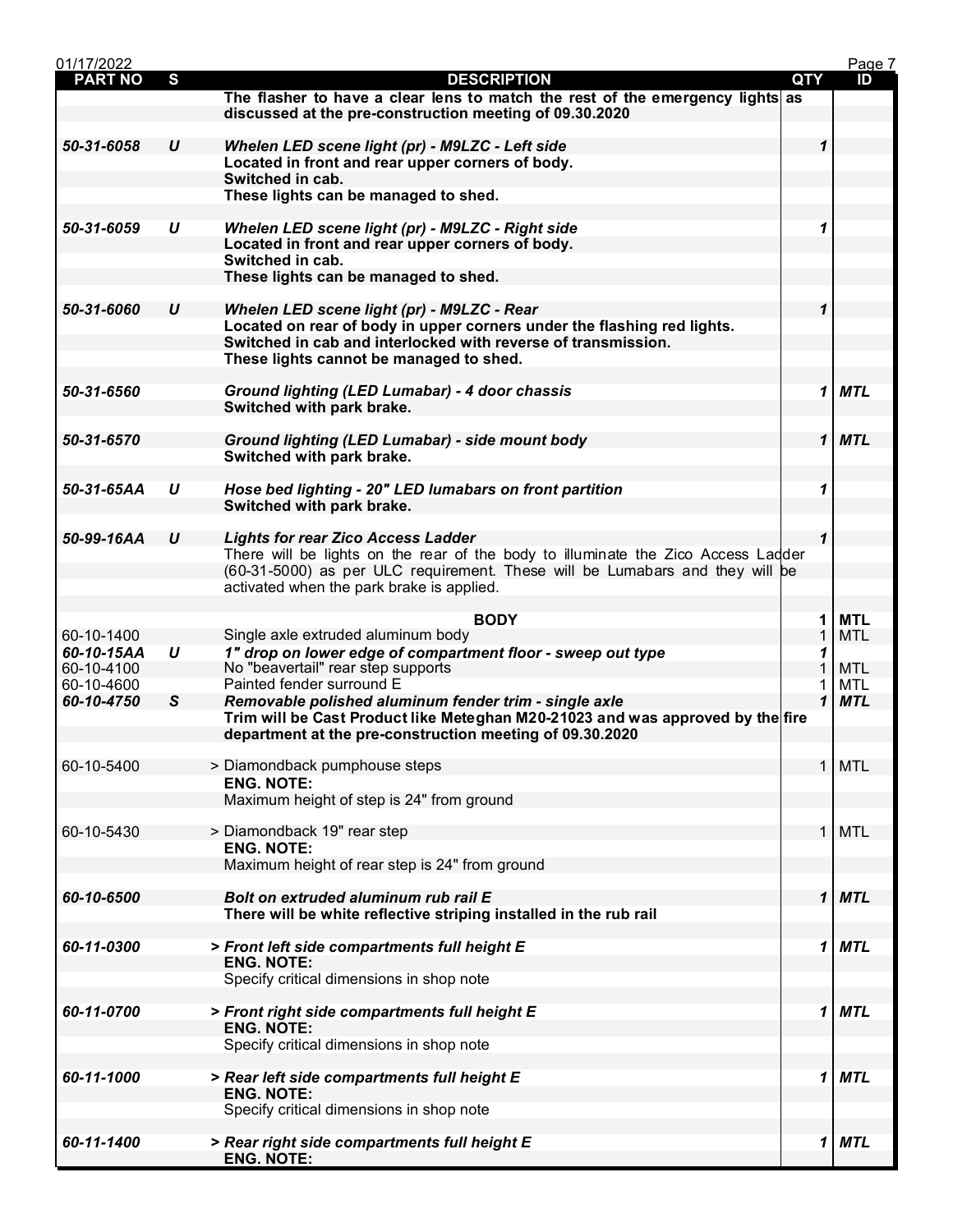| PART NO | S | DESCRIPTION | QTY | ID |
|---|---|---|---|---|
| | | **The flasher to have a clear lens to match the rest of the emergency lights as discussed at the pre-construction meeting of 09.30.2020** | | |
| ***50-31-6058*** | ***U*** | ***Whelen LED scene light (pr) - M9LZC - Left side*** | ***1*** | |
| | | **Located in front and rear upper corners of body.** | | |
| | | **Switched in cab.** | | |
| | | **These lights can be managed to shed.** | | |
| ***50-31-6059*** | ***U*** | ***Whelen LED scene light (pr) - M9LZC - Right side*** | ***1*** | |
| | | **Located in front and rear upper corners of body.** | | |
| | | **Switched in cab.** | | |
| | | **These lights can be managed to shed.** | | |
| ***50-31-6060*** | ***U*** | ***Whelen LED scene light (pr) - M9LZC - Rear*** | ***1*** | |
| | | **Located on rear of body in upper corners under the flashing red lights.** | | |
| | | **Switched in cab and interlocked with reverse of transmission.** | | |
| | | **These lights cannot be managed to shed.** | | |
| ***50-31-6560*** | | ***Ground lighting (LED Lumabar) - 4 door chassis*** | ***1*** | ***MTL*** |
| | | **Switched with park brake.** | | |
| ***50-31-6570*** | | ***Ground lighting (LED Lumabar) - side mount body*** | ***1*** | ***MTL*** |
| | | **Switched with park brake.** | | |
| ***50-31-65AA*** | ***U*** | ***Hose bed lighting - 20" LED lumabars on front partition*** | ***1*** | |
| | | **Switched with park brake.** | | |
| ***50-99-16AA*** | ***U*** | ***Lights for rear Zico Access Ladder*** | ***1*** | |
| | | There will be lights on the rear of the body to illuminate the Zico Access Ladder (60-31-5000) as per ULC requirement. These will be Lumabars and they will be activated when the park brake is applied. | | |
| | | **BODY** | **1** | **MTL** |
| 60-10-1400 | | Single axle extruded aluminum body | 1 | MTL |
| ***60-10-15AA*** | ***U*** | ***1" drop on lower edge of compartment floor - sweep out type*** | ***1*** | |
| 60-10-4100 | | No "beavertail" rear step supports | 1 | MTL |
| 60-10-4600 | | Painted fender surround E | 1 | MTL |
| ***60-10-4750*** | ***S*** | ***Removable polished aluminum fender trim - single axle*** | ***1*** | ***MTL*** |
| | | **Trim will be Cast Product like Meteghan M20-21023 and was approved by the fire department at the pre-construction meeting of 09.30.2020** | | |
| 60-10-5400 | | > Diamondback pumphouse steps | 1 | MTL |
| | | **ENG. NOTE:** | | |
| | | Maximum height of step is 24" from ground | | |
| 60-10-5430 | | > Diamondback 19" rear step | 1 | MTL |
| | | **ENG. NOTE:** | | |
| | | Maximum height of rear step is 24" from ground | | |
| ***60-10-6500*** | | ***Bolt on extruded aluminum rub rail E*** | ***1*** | ***MTL*** |
| | | **There will be white reflective striping installed in the rub rail** | | |
| ***60-11-0300*** | | ***> Front left side compartments full height E*** | ***1*** | ***MTL*** |
| | | **ENG. NOTE:** | | |
| | | Specify critical dimensions in shop note | | |
| ***60-11-0700*** | | ***> Front right side compartments full height E*** | ***1*** | ***MTL*** |
| | | **ENG. NOTE:** | | |
| | | Specify critical dimensions in shop note | | |
| ***60-11-1000*** | | ***> Rear left side compartments full height E*** | ***1*** | ***MTL*** |
| | | **ENG. NOTE:** | | |
| | | Specify critical dimensions in shop note | | |
| ***60-11-1400*** | | ***> Rear right side compartments full height E*** | ***1*** | ***MTL*** |
| | | **ENG. NOTE:** | | |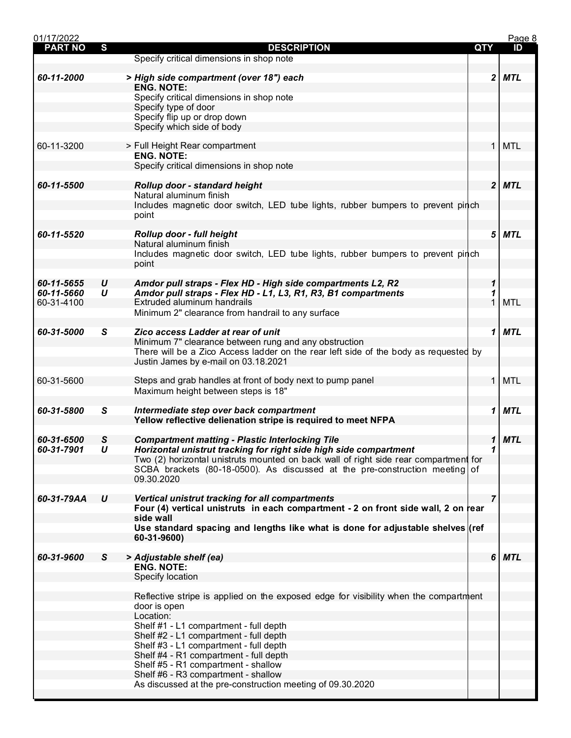| PART NO | S | DESCRIPTION | QTY | ID |
|---|---|---|---|---|
| | | Specify critical dimensions in shop note | | |
| ***60-11-2000*** | | ***> High side compartment (over 18") each*** | ***2*** | ***MTL*** |
| | | **ENG. NOTE:** | | |
| | | Specify critical dimensions in shop note | | |
| | | Specify type of door | | |
| | | Specify flip up or drop down | | |
| | | Specify which side of body | | |
| 60-11-3200 | | > Full Height Rear compartment | 1 | MTL |
| | | **ENG. NOTE:** | | |
| | | Specify critical dimensions in shop note | | |
| ***60-11-5500*** | | ***Rollup door - standard height*** | ***2*** | ***MTL*** |
| | | Natural aluminum finish | | |
| | | Includes magnetic door switch, LED tube lights, rubber bumpers to prevent pinch point | | |
| ***60-11-5520*** | | ***Rollup door - full height*** | ***5*** | ***MTL*** |
| | | Natural aluminum finish | | |
| | | Includes magnetic door switch, LED tube lights, rubber bumpers to prevent pinch point | | |
| ***60-11-5655*** | ***U*** | ***Amdor pull straps - Flex HD - High side compartments L2, R2*** | ***1*** | |
| ***60-11-5660*** | ***U*** | ***Amdor pull straps - Flex HD - L1, L3, R1, R3, B1 compartments*** | ***1*** | |
| 60-31-4100 | | Extruded aluminum handrails | 1 | MTL |
| | | Minimum 2" clearance from handrail to any surface | | |
| ***60-31-5000*** | ***S*** | ***Zico access Ladder at rear of unit*** | ***1*** | ***MTL*** |
| | | Minimum 7" clearance between rung and any obstruction | | |
| | | There will be a Zico Access ladder on the rear left side of the body as requested by Justin James by e-mail on 03.18.2021 | | |
| 60-31-5600 | | Steps and grab handles at front of body next to pump panel | 1 | MTL |
| | | Maximum height between steps is 18" | | |
| ***60-31-5800*** | ***S*** | ***Intermediate step over back compartment*** | ***1*** | ***MTL*** |
| | | **Yellow reflective delienation stripe is required to meet NFPA** | | |
| ***60-31-6500*** | ***S*** | ***Compartment matting - Plastic Interlocking Tile*** | ***1*** | ***MTL*** |
| ***60-31-7901*** | ***U*** | ***Horizontal unistrut tracking for right side high side compartment*** | ***1*** | |
| | | Two (2) horizontal unistruts mounted on back wall of right side rear compartment for SCBA brackets (80-18-0500). As discussed at the pre-construction meeting of 09.30.2020 | | |
| ***60-31-79AA*** | ***U*** | ***Vertical unistrut tracking for all compartments*** | ***7*** | |
| | | **Four (4) vertical unistruts in each compartment - 2 on front side wall, 2 on rear side wall** | | |
| | | **Use standard spacing and lengths like what is done for adjustable shelves (ref 60-31-9600)** | | |
| ***60-31-9600*** | ***S*** | ***> Adjustable shelf (ea)*** | ***6*** | ***MTL*** |
| | | **ENG. NOTE:** | | |
| | | Specify location | | |
| | | Reflective stripe is applied on the exposed edge for visibility when the compartment door is open | | |
| | | Location: | | |
| | | Shelf #1 - L1 compartment - full depth | | |
| | | Shelf #2 - L1 compartment - full depth | | |
| | | Shelf #3 - L1 compartment - full depth | | |
| | | Shelf #4 - R1 compartment - full depth | | |
| | | Shelf #5 - R1 compartment - shallow | | |
| | | Shelf #6 - R3 compartment - shallow | | |
| | | As discussed at the pre-construction meeting of 09.30.2020 | | |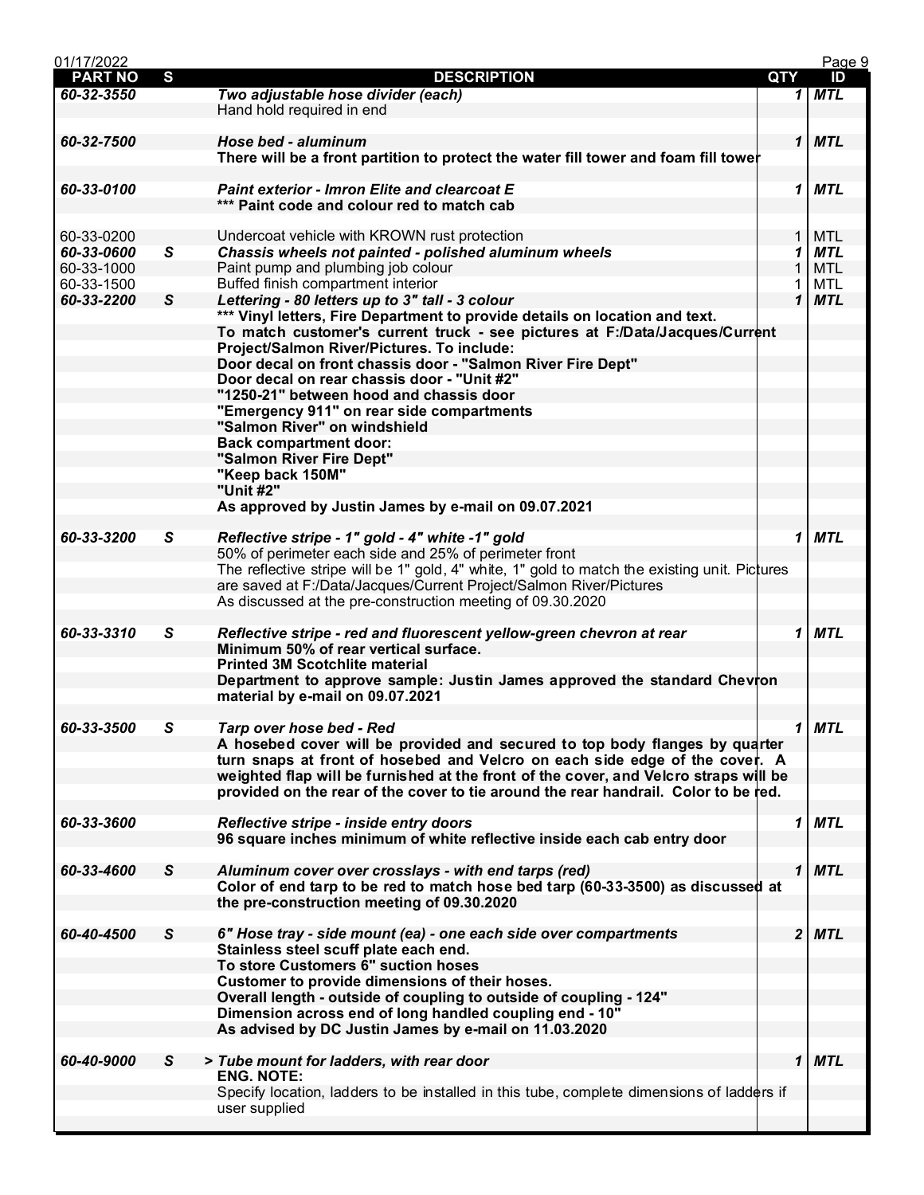| PART NO | S | DESCRIPTION | QTY | ID |
|---|---|---|---|---|
| ***60-32-3550*** | | ***Two adjustable hose divider (each)*** | ***1*** | ***MTL*** |
| | | Hand hold required in end | | |
| ***60-32-7500*** | | ***Hose bed - aluminum*** | ***1*** | ***MTL*** |
| | | **There will be a front partition to protect the water fill tower and foam fill tower** | | |
| ***60-33-0100*** | | ***Paint exterior - Imron Elite and clearcoat E*** | ***1*** | ***MTL*** |
| | | **\*\*\* Paint code and colour red to match cab** | | |
| 60-33-0200 | | Undercoat vehicle with KROWN rust protection | 1 | MTL |
| ***60-33-0600*** | ***S*** | ***Chassis wheels not painted - polished aluminum wheels*** | ***1*** | ***MTL*** |
| 60-33-1000 | | Paint pump and plumbing job colour | 1 | MTL |
| 60-33-1500 | | Buffed finish compartment interior | 1 | MTL |
| ***60-33-2200*** | ***S*** | ***Lettering - 80 letters up to 3" tall - 3 colour*** | ***1*** | ***MTL*** |
| | | **\*\*\* Vinyl letters, Fire Department to provide details on location and text.** | | |
| | | **To match customer's current truck - see pictures at F:/Data/Jacques/Current Project/Salmon River/Pictures. To include:** | | |
| | | **Door decal on front chassis door - "Salmon River Fire Dept"** | | |
| | | **Door decal on rear chassis door - "Unit #2"** | | |
| | | **"1250-21" between hood and chassis door** | | |
| | | **"Emergency 911" on rear side compartments** | | |
| | | **"Salmon River" on windshield** | | |
| | | **Back compartment door:** | | |
| | | **"Salmon River Fire Dept"** | | |
| | | **"Keep back 150M"** | | |
| | | **"Unit #2"** | | |
| | | **As approved by Justin James by e-mail on 09.07.2021** | | |
| ***60-33-3200*** | ***S*** | ***Reflective stripe - 1" gold - 4" white -1" gold*** | ***1*** | ***MTL*** |
| | | 50% of perimeter each side and 25% of perimeter front | | |
| | | The reflective stripe will be 1" gold, 4" white, 1" gold to match the existing unit. Pictures are saved at F:/Data/Jacques/Current Project/Salmon River/Pictures | | |
| | | As discussed at the pre-construction meeting of 09.30.2020 | | |
| ***60-33-3310*** | ***S*** | ***Reflective stripe - red and fluorescent yellow-green chevron at rear*** | ***1*** | ***MTL*** |
| | | **Minimum 50% of rear vertical surface.** | | |
| | | **Printed 3M Scotchlite material** | | |
| | | **Department to approve sample: Justin James approved the standard Chevron material by e-mail on 09.07.2021** | | |
| ***60-33-3500*** | ***S*** | ***Tarp over hose bed - Red*** | ***1*** | ***MTL*** |
| | | **A hosebed cover will be provided and secured to top body flanges by quarter turn snaps at front of hosebed and Velcro on each side edge of the cover. A weighted flap will be furnished at the front of the cover, and Velcro straps will be provided on the rear of the cover to tie around the rear handrail. Color to be red.** | | |
| ***60-33-3600*** | | ***Reflective stripe - inside entry doors*** | ***1*** | ***MTL*** |
| | | **96 square inches minimum of white reflective inside each cab entry door** | | |
| ***60-33-4600*** | ***S*** | ***Aluminum cover over crosslays - with end tarps (red)*** | ***1*** | ***MTL*** |
| | | **Color of end tarp to be red to match hose bed tarp (60-33-3500) as discussed at the pre-construction meeting of 09.30.2020** | | |
| ***60-40-4500*** | ***S*** | ***6" Hose tray - side mount (ea) - one each side over compartments*** | ***2*** | ***MTL*** |
| | | **Stainless steel scuff plate each end.** | | |
| | | **To store Customers 6" suction hoses** | | |
| | | **Customer to provide dimensions of their hoses.** | | |
| | | **Overall length - outside of coupling to outside of coupling - 124"** | | |
| | | **Dimension across end of long handled coupling end - 10"** | | |
| | | **As advised by DC Justin James by e-mail on 11.03.2020** | | |
| ***60-40-9000*** | ***S*** | ***> Tube mount for ladders, with rear door*** | ***1*** | ***MTL*** |
| | | **ENG. NOTE:** | | |
| | | Specify location, ladders to be installed in this tube, complete dimensions of ladders if user supplied | | |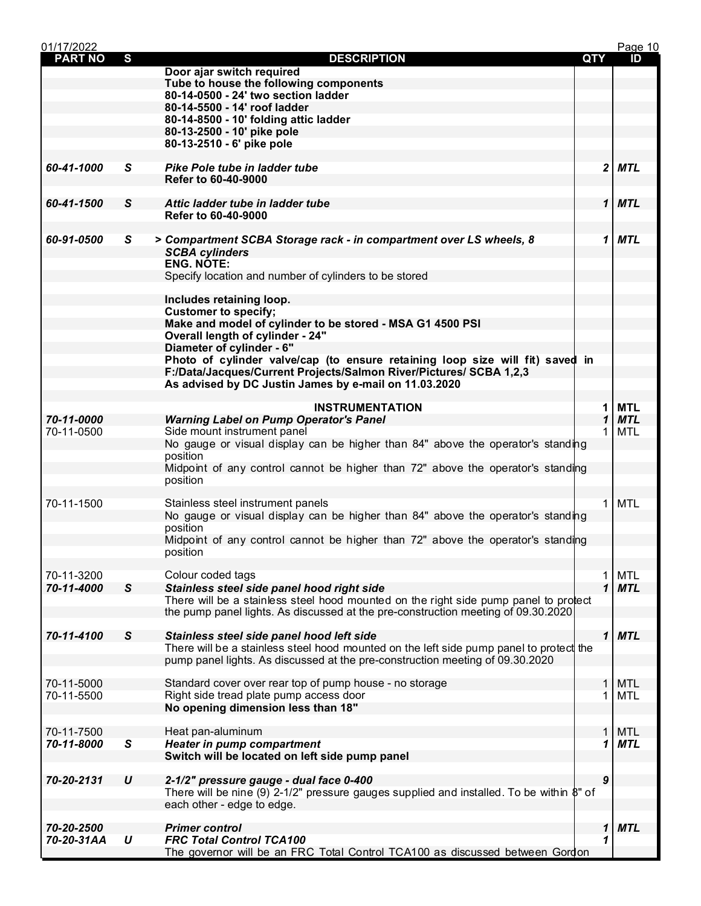| PART NO | S | DESCRIPTION | QTY | ID |
|---|---|---|---|---|
| | | **Door ajar switch required** | | |
| | | **Tube to house the following components** | | |
| | | **80-14-0500 - 24' two section ladder** | | |
| | | **80-14-5500 - 14' roof ladder** | | |
| | | **80-14-8500 - 10' folding attic ladder** | | |
| | | **80-13-2500 - 10' pike pole** | | |
| | | **80-13-2510 - 6' pike pole** | | |
| | | | | |
| ***60-41-1000*** | ***S*** | ***Pike Pole tube in ladder tube*** | ***2*** | ***MTL*** |
| | | **Refer to 60-40-9000** | | |
| | | | | |
| ***60-41-1500*** | ***S*** | ***Attic ladder tube in ladder tube*** | ***1*** | ***MTL*** |
| | | **Refer to 60-40-9000** | | |
| | | | | |
| ***60-91-0500*** | ***S*** | ***> Compartment SCBA Storage rack - in compartment over LS wheels, 8 SCBA cylinders*** | ***1*** | ***MTL*** |
| | | **ENG. NOTE:** | | |
| | | Specify location and number of cylinders to be stored | | |
| | | | | |
| | | **Includes retaining loop.** | | |
| | | **Customer to specify;** | | |
| | | **Make and model of cylinder to be stored - MSA G1 4500 PSI** | | |
| | | **Overall length of cylinder - 24"** | | |
| | | **Diameter of cylinder - 6"** | | |
| | | **Photo of cylinder valve/cap (to ensure retaining loop size will fit) saved in F:/Data/Jacques/Current Projects/Salmon River/Pictures/ SCBA 1,2,3** | | |
| | | **As advised by DC Justin James by e-mail on 11.03.2020** | | |
| | | | | |
| | | **INSTRUMENTATION** | **1** | **MTL** |
| ***70-11-0000*** | | ***Warning Label on Pump Operator's Panel*** | ***1*** | ***MTL*** |
| 70-11-0500 | | Side mount instrument panel | 1 | MTL |
| | | No gauge or visual display can be higher than 84" above the operator's standing position | | |
| | | Midpoint of any control cannot be higher than 72" above the operator's standing position | | |
| | | | | |
| 70-11-1500 | | Stainless steel instrument panels | 1 | MTL |
| | | No gauge or visual display can be higher than 84" above the operator's standing position | | |
| | | Midpoint of any control cannot be higher than 72" above the operator's standing position | | |
| | | | | |
| 70-11-3200 | | Colour coded tags | 1 | MTL |
| ***70-11-4000*** | ***S*** | ***Stainless steel side panel hood right side*** | ***1*** | ***MTL*** |
| | | There will be a stainless steel hood mounted on the right side pump panel to protect the pump panel lights. As discussed at the pre-construction meeting of 09.30.2020 | | |
| | | | | |
| ***70-11-4100*** | ***S*** | ***Stainless steel side panel hood left side*** | ***1*** | ***MTL*** |
| | | There will be a stainless steel hood mounted on the left side pump panel to protect the pump panel lights. As discussed at the pre-construction meeting of 09.30.2020 | | |
| | | | | |
| 70-11-5000 | | Standard cover over rear top of pump house - no storage | 1 | MTL |
| 70-11-5500 | | Right side tread plate pump access door | 1 | MTL |
| | | **No opening dimension less than 18"** | | |
| | | | | |
| 70-11-7500 | | Heat pan-aluminum | 1 | MTL |
| ***70-11-8000*** | ***S*** | ***Heater in pump compartment*** | ***1*** | ***MTL*** |
| | | **Switch will be located on left side pump panel** | | |
| | | | | |
| ***70-20-2131*** | ***U*** | ***2-1/2" pressure gauge - dual face 0-400*** | ***9*** | |
| | | There will be nine (9) 2-1/2" pressure gauges supplied and installed. To be within 8" of each other - edge to edge. | | |
| | | | | |
| ***70-20-2500*** | | ***Primer control*** | ***1*** | ***MTL*** |
| ***70-20-31AA*** | ***U*** | ***FRC Total Control TCA100*** | ***1*** | |
| | | The governor will be an FRC Total Control TCA100 as discussed between Gordon | | |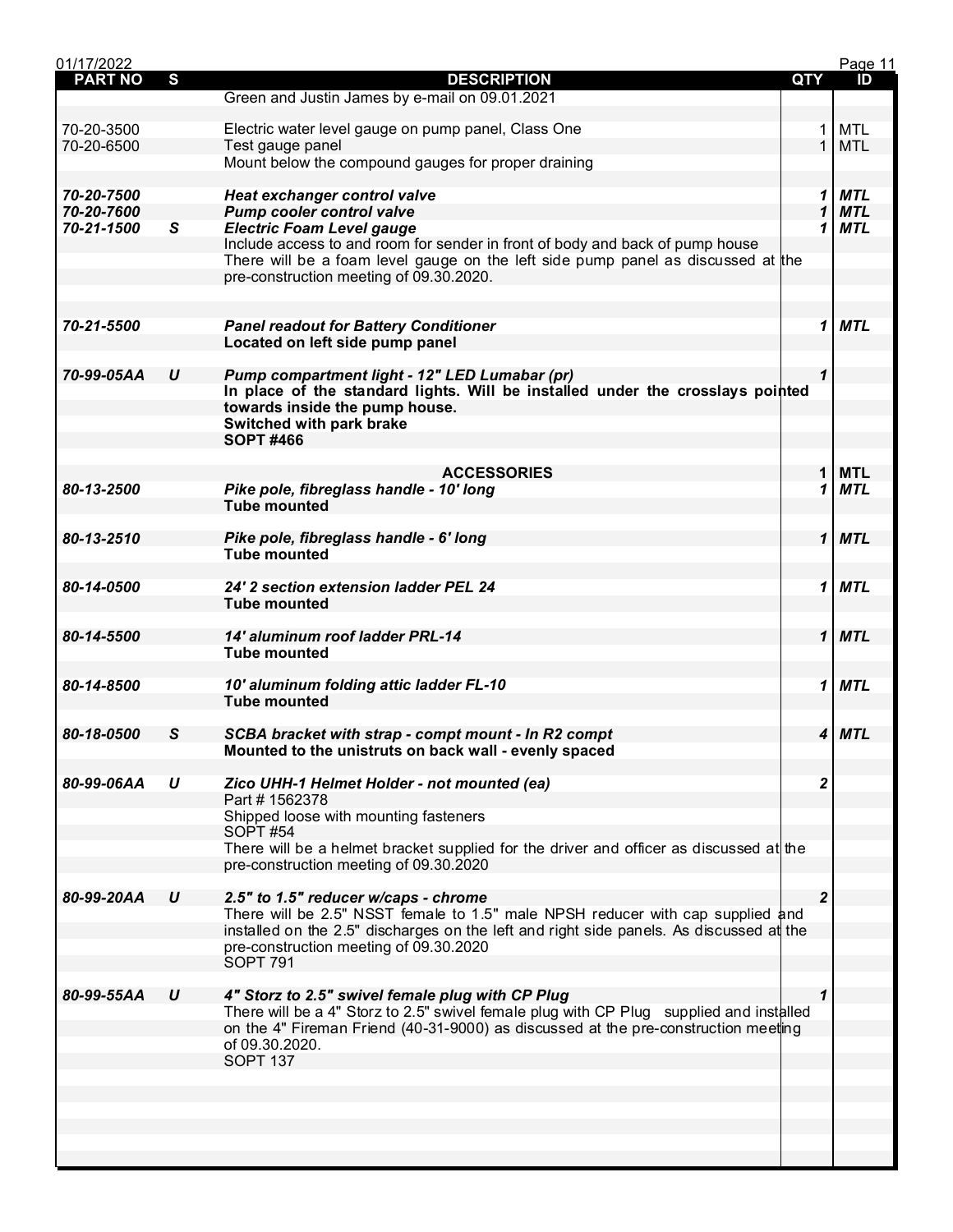| PART NO | S | DESCRIPTION | QTY | ID |
|---|---|---|---|---|
| | | Green and Justin James by e-mail on 09.01.2021 | | |
| 70-20-3500 | | Electric water level gauge on pump panel, Class One | 1 | MTL |
| 70-20-6500 | | Test gauge panel | 1 | MTL |
| | | Mount below the compound gauges for proper draining | | |
| *70-20-7500* | | ***Heat exchanger control valve*** | *1* | *MTL* |
| *70-20-7600* | | ***Pump cooler control valve*** | *1* | *MTL* |
| *70-21-1500* | *S* | ***Electric Foam Level gauge*** | *1* | *MTL* |
| | | Include access to and room for sender in front of body and back of pump house | | |
| | | There will be a foam level gauge on the left side pump panel as discussed at the pre-construction meeting of 09.30.2020. | | |
| *70-21-5500* | | ***Panel readout for Battery Conditioner*** | *1* | *MTL* |
| | | **Located on left side pump panel** | | |
| *70-99-05AA* | *U* | ***Pump compartment light - 12" LED Lumabar (pr)*** | *1* | |
| | | **In place of the standard lights. Will be installed under the crosslays pointed towards inside the pump house.** | | |
| | | **Switched with park brake** | | |
| | | **SOPT #466** | | |
| | | **ACCESSORIES** | 1 | MTL |
| *80-13-2500* | | ***Pike pole, fibreglass handle - 10' long*** | *1* | *MTL* |
| | | **Tube mounted** | | |
| *80-13-2510* | | ***Pike pole, fibreglass handle - 6' long*** | *1* | *MTL* |
| | | **Tube mounted** | | |
| *80-14-0500* | | ***24' 2 section extension ladder PEL 24*** | *1* | *MTL* |
| | | **Tube mounted** | | |
| *80-14-5500* | | ***14' aluminum roof ladder PRL-14*** | *1* | *MTL* |
| | | **Tube mounted** | | |
| *80-14-8500* | | ***10' aluminum folding attic ladder FL-10*** | *1* | *MTL* |
| | | **Tube mounted** | | |
| *80-18-0500* | *S* | ***SCBA bracket with strap - compt mount - In R2 compt*** | *4* | *MTL* |
| | | **Mounted to the unistruts on back wall - evenly spaced** | | |
| *80-99-06AA* | *U* | ***Zico UHH-1 Helmet Holder - not mounted (ea)*** | *2* | |
| | | Part # 1562378 | | |
| | | Shipped loose with mounting fasteners | | |
| | | SOPT #54 | | |
| | | There will be a helmet bracket supplied for the driver and officer as discussed at the pre-construction meeting of 09.30.2020 | | |
| *80-99-20AA* | *U* | ***2.5" to 1.5" reducer w/caps - chrome*** | *2* | |
| | | There will be 2.5" NSST female to 1.5" male NPSH reducer with cap supplied and installed on the 2.5" discharges on the left and right side panels. As discussed at the pre-construction meeting of 09.30.2020 | | |
| | | SOPT 791 | | |
| *80-99-55AA* | *U* | ***4" Storz to 2.5" swivel female plug with CP Plug*** | *1* | |
| | | There will be a 4" Storz to 2.5" swivel female plug with CP Plug supplied and installed on the 4" Fireman Friend (40-31-9000) as discussed at the pre-construction meeting of 09.30.2020. | | |
| | | SOPT 137 | | |